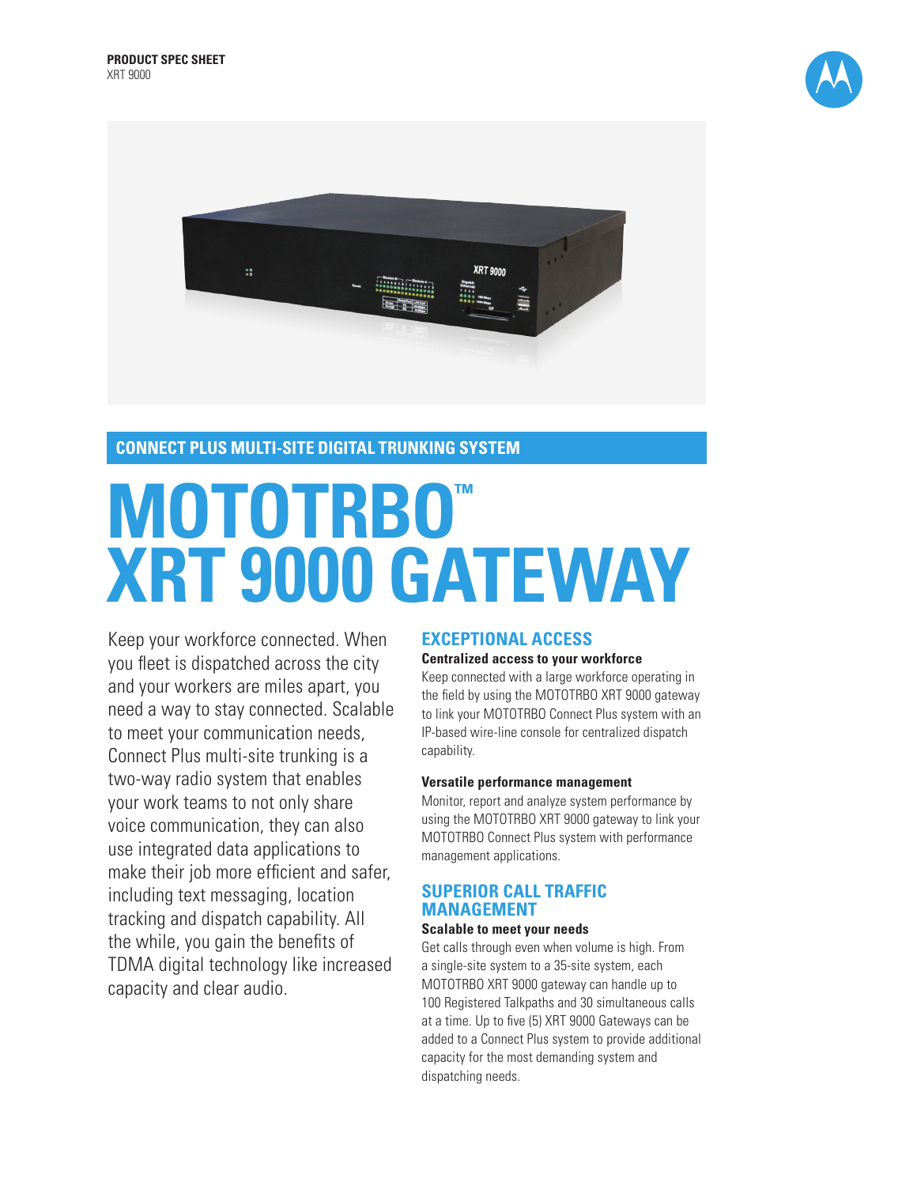**PRODUCT SPEC SHEET**
XRT 9000

## CONNECT PLUS MULTI-SITE DIGITAL TRUNKING SYSTEM

# MOTOTRBO™ XRT 9000 GATEWAY

Keep your workforce connected. When you fleet is dispatched across the city and your workers are miles apart, you need a way to stay connected. Scalable to meet your communication needs, Connect Plus multi-site trunking is a two-way radio system that enables your work teams to not only share voice communication, they can also use integrated data applications to make their job more efficient and safer, including text messaging, location tracking and dispatch capability. All the while, you gain the benefits of TDMA digital technology like increased capacity and clear audio.

## EXCEPTIONAL ACCESS

**Centralized access to your workforce**

Keep connected with a large workforce operating in the field by using the MOTOTRBO XRT 9000 gateway to link your MOTOTRBO Connect Plus system with an IP-based wire-line console for centralized dispatch capability.

**Versatile performance management**

Monitor, report and analyze system performance by using the MOTOTRBO XRT 9000 gateway to link your MOTOTRBO Connect Plus system with performance management applications.

## SUPERIOR CALL TRAFFIC MANAGEMENT

**Scalable to meet your needs**

Get calls through even when volume is high. From a single-site system to a 35-site system, each MOTOTRBO XRT 9000 gateway can handle up to 100 Registered Talkpaths and 30 simultaneous calls at a time. Up to five (5) XRT 9000 Gateways can be added to a Connect Plus system to provide additional capacity for the most demanding system and dispatching needs.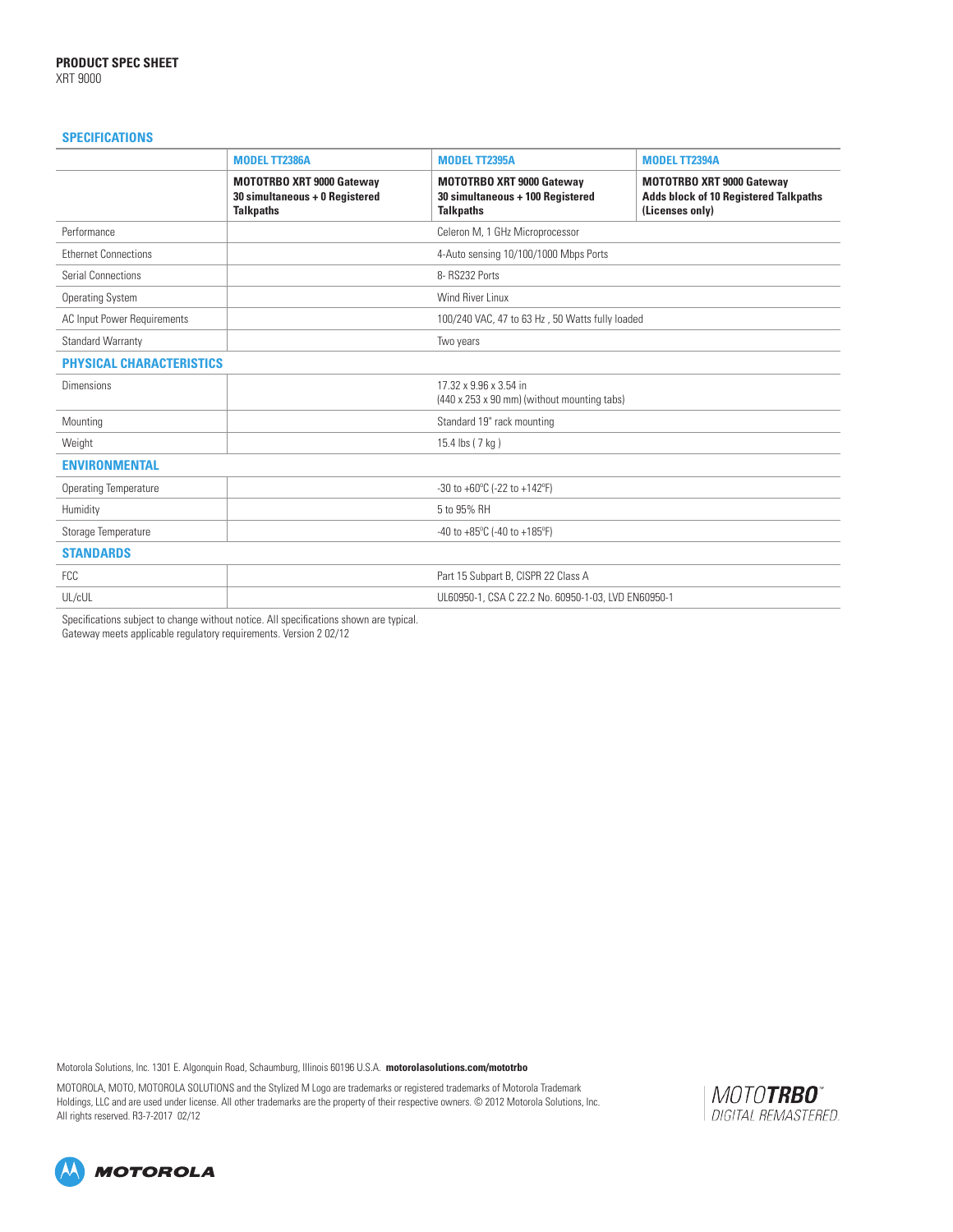**PRODUCT SPEC SHEET**
XRT 9000

## SPECIFICATIONS

| | MODEL TT2386A | MODEL TT2395A | MODEL TT2394A |
|---|---|---|---|
| | **MOTOTRBO XRT 9000 Gateway 30 simultaneous + 0 Registered Talkpaths** | **MOTOTRBO XRT 9000 Gateway 30 simultaneous + 100 Registered Talkpaths** | **MOTOTRBO XRT 9000 Gateway Adds block of 10 Registered Talkpaths (Licenses only)** |
| Performance | | Celeron M, 1 GHz Microprocessor | |
| Ethernet Connections | | 4-Auto sensing 10/100/1000 Mbps Ports | |
| Serial Connections | | 8- RS232 Ports | |
| Operating System | | Wind River Linux | |
| AC Input Power Requirements | | 100/240 VAC, 47 to 63 Hz , 50 Watts fully loaded | |
| Standard Warranty | | Two years | |
| **PHYSICAL CHARACTERISTICS** | | | |
| Dimensions | | 17.32 x 9.96 x 3.54 in (440 x 253 x 90 mm) (without mounting tabs) | |
| Mounting | | Standard 19" rack mounting | |
| Weight | | 15.4 lbs ( 7 kg ) | |
| **ENVIRONMENTAL** | | | |
| Operating Temperature | | -30 to +60ºC (-22 to +142ºF) | |
| Humidity | | 5 to 95% RH | |
| Storage Temperature | | -40 to +85ºC (-40 to +185ºF) | |
| **STANDARDS** | | | |
| FCC | | Part 15 Subpart B, CISPR 22 Class A | |
| UL/cUL | | UL60950-1, CSA C 22.2 No. 60950-1-03, LVD EN60950-1 | |

Specifications subject to change without notice. All specifications shown are typical.
Gateway meets applicable regulatory requirements. Version 2 02/12

Motorola Solutions, Inc. 1301 E. Algonquin Road, Schaumburg, Illinois 60196 U.S.A. **motorolasolutions.com/mototrbo**

MOTOROLA, MOTO, MOTOROLA SOLUTIONS and the Stylized M Logo are trademarks or registered trademarks of Motorola Trademark Holdings, LLC and are used under license. All other trademarks are the property of their respective owners. © 2012 Motorola Solutions, Inc. All rights reserved. R3-7-2017 02/12

MOTOTRBO™ DIGITAL REMASTERED.

MOTOROLA